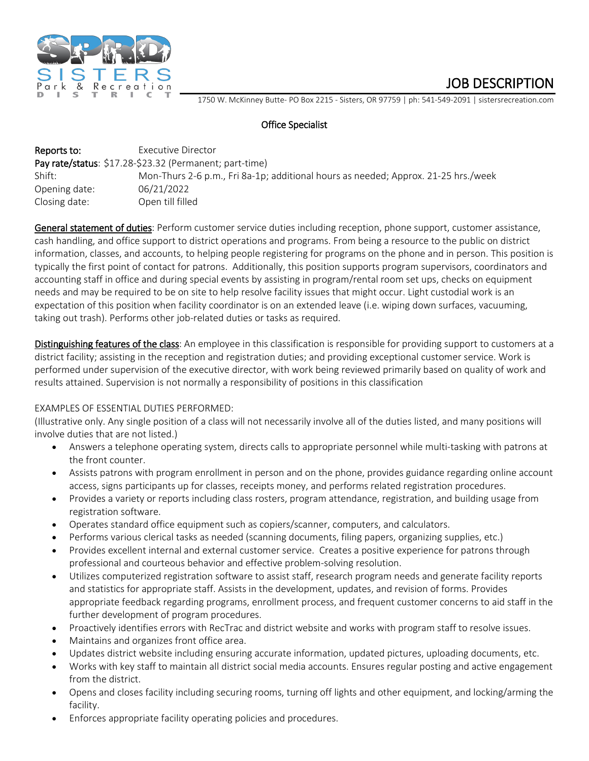SISTERS Park & Recreation DISTRICT

# JOB DESCRIPTION

1750 W. McKinney Butte- PO Box 2215 - Sisters, OR 97759 | ph: 541-549-2091 | sistersrecreation.com

## Office Specialist

**Reports to:** Executive Director
**Pay rate/status**: $17.28-$23.32 (Permanent; part-time)
Shift: Mon-Thurs 2-6 p.m., Fri 8a-1p; additional hours as needed; Approx. 21-25 hrs./week
Opening date: 06/21/2022
Closing date: Open till filled

General statement of duties: Perform customer service duties including reception, phone support, customer assistance, cash handling, and office support to district operations and programs. From being a resource to the public on district information, classes, and accounts, to helping people registering for programs on the phone and in person. This position is typically the first point of contact for patrons. Additionally, this position supports program supervisors, coordinators and accounting staff in office and during special events by assisting in program/rental room set ups, checks on equipment needs and may be required to be on site to help resolve facility issues that might occur. Light custodial work is an expectation of this position when facility coordinator is on an extended leave (i.e. wiping down surfaces, vacuuming, taking out trash). Performs other job-related duties or tasks as required.

Distinguishing features of the class: An employee in this classification is responsible for providing support to customers at a district facility; assisting in the reception and registration duties; and providing exceptional customer service. Work is performed under supervision of the executive director, with work being reviewed primarily based on quality of work and results attained. Supervision is not normally a responsibility of positions in this classification

EXAMPLES OF ESSENTIAL DUTIES PERFORMED:
(Illustrative only. Any single position of a class will not necessarily involve all of the duties listed, and many positions will involve duties that are not listed.)

- Answers a telephone operating system, directs calls to appropriate personnel while multi-tasking with patrons at the front counter.
- Assists patrons with program enrollment in person and on the phone, provides guidance regarding online account access, signs participants up for classes, receipts money, and performs related registration procedures.
- Provides a variety or reports including class rosters, program attendance, registration, and building usage from registration software.
- Operates standard office equipment such as copiers/scanner, computers, and calculators.
- Performs various clerical tasks as needed (scanning documents, filing papers, organizing supplies, etc.)
- Provides excellent internal and external customer service. Creates a positive experience for patrons through professional and courteous behavior and effective problem-solving resolution.
- Utilizes computerized registration software to assist staff, research program needs and generate facility reports and statistics for appropriate staff. Assists in the development, updates, and revision of forms. Provides appropriate feedback regarding programs, enrollment process, and frequent customer concerns to aid staff in the further development of program procedures.
- Proactively identifies errors with RecTrac and district website and works with program staff to resolve issues.
- Maintains and organizes front office area.
- Updates district website including ensuring accurate information, updated pictures, uploading documents, etc.
- Works with key staff to maintain all district social media accounts. Ensures regular posting and active engagement from the district.
- Opens and closes facility including securing rooms, turning off lights and other equipment, and locking/arming the facility.
- Enforces appropriate facility operating policies and procedures.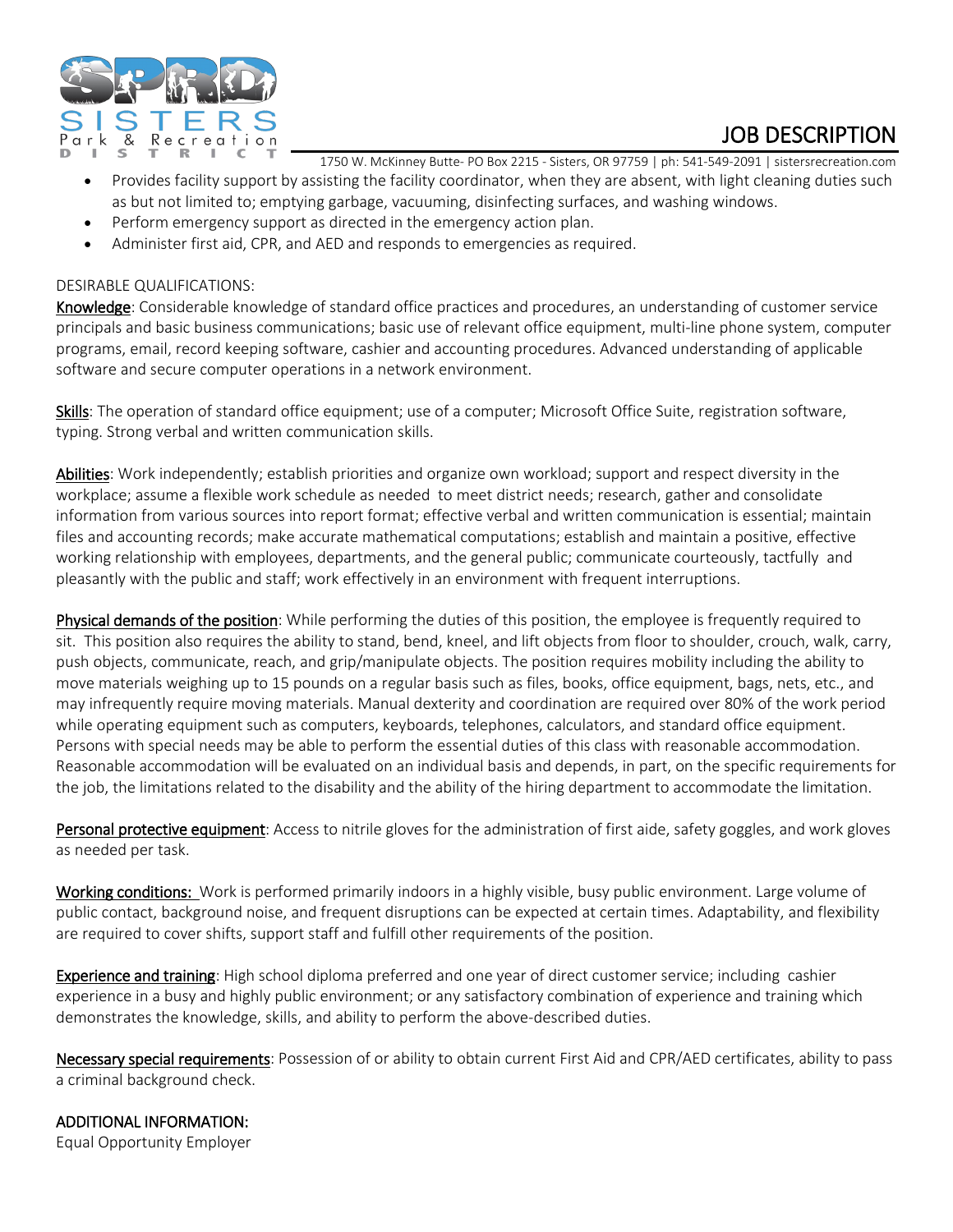- Provides facility support by assisting the facility coordinator, when they are absent, with light cleaning duties such as but not limited to; emptying garbage, vacuuming, disinfecting surfaces, and washing windows.
- Perform emergency support as directed in the emergency action plan.
- Administer first aid, CPR, and AED and responds to emergencies as required.

DESIRABLE QUALIFICATIONS:

Knowledge: Considerable knowledge of standard office practices and procedures, an understanding of customer service principals and basic business communications; basic use of relevant office equipment, multi-line phone system, computer programs, email, record keeping software, cashier and accounting procedures. Advanced understanding of applicable software and secure computer operations in a network environment.

Skills: The operation of standard office equipment; use of a computer; Microsoft Office Suite, registration software, typing. Strong verbal and written communication skills.

Abilities: Work independently; establish priorities and organize own workload; support and respect diversity in the workplace; assume a flexible work schedule as needed to meet district needs; research, gather and consolidate information from various sources into report format; effective verbal and written communication is essential; maintain files and accounting records; make accurate mathematical computations; establish and maintain a positive, effective working relationship with employees, departments, and the general public; communicate courteously, tactfully and pleasantly with the public and staff; work effectively in an environment with frequent interruptions.

Physical demands of the position: While performing the duties of this position, the employee is frequently required to sit. This position also requires the ability to stand, bend, kneel, and lift objects from floor to shoulder, crouch, walk, carry, push objects, communicate, reach, and grip/manipulate objects. The position requires mobility including the ability to move materials weighing up to 15 pounds on a regular basis such as files, books, office equipment, bags, nets, etc., and may infrequently require moving materials. Manual dexterity and coordination are required over 80% of the work period while operating equipment such as computers, keyboards, telephones, calculators, and standard office equipment. Persons with special needs may be able to perform the essential duties of this class with reasonable accommodation. Reasonable accommodation will be evaluated on an individual basis and depends, in part, on the specific requirements for the job, the limitations related to the disability and the ability of the hiring department to accommodate the limitation.

Personal protective equipment: Access to nitrile gloves for the administration of first aide, safety goggles, and work gloves as needed per task.

Working conditions: Work is performed primarily indoors in a highly visible, busy public environment. Large volume of public contact, background noise, and frequent disruptions can be expected at certain times. Adaptability, and flexibility are required to cover shifts, support staff and fulfill other requirements of the position.

Experience and training: High school diploma preferred and one year of direct customer service; including cashier experience in a busy and highly public environment; or any satisfactory combination of experience and training which demonstrates the knowledge, skills, and ability to perform the above-described duties.

Necessary special requirements: Possession of or ability to obtain current First Aid and CPR/AED certificates, ability to pass a criminal background check.

ADDITIONAL INFORMATION:

Equal Opportunity Employer